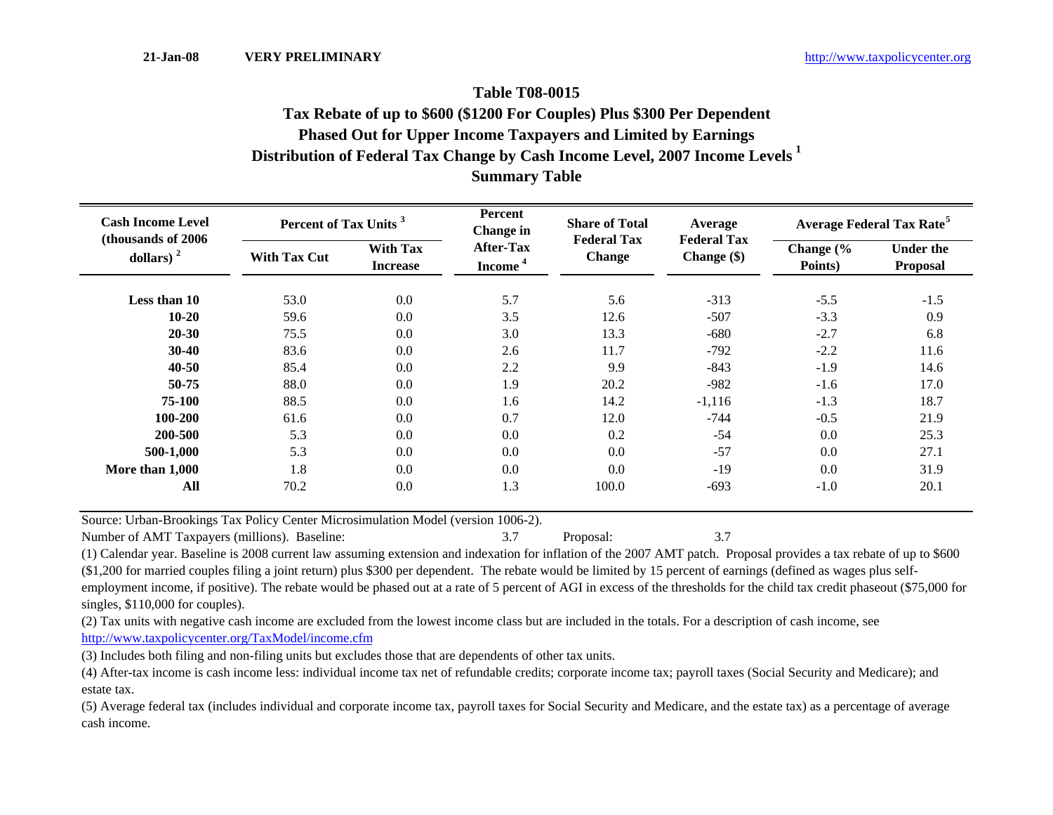21-Jan-08 **VERY PRELIMINARY** http://www.taxpolicycenter.org

# Table T08-0015

## Tax Rebate of up to $600 ($1200 For Couples) Plus $300 Per Dependent Phased Out for Upper Income Taxpayers and Limited by Earnings Distribution of Federal Tax Change by Cash Income Level, 2007 Income Levels [1] Summary Table

| Cash Income Level (thousands of 2006 dollars) [2] | Percent of Tax Units [3] | | Percent Change in After-Tax Income [4] | Share of Total Federal Tax Change | Average Federal Tax Change ($) | Average Federal Tax Rate[5] | |
|---|---|---|---|---|---|---|---|
| | With Tax Cut | With Tax Increase | | | | Change (% Points) | Under the Proposal |
| **Less than 10** | 53.0 | 0.0 | 5.7 | 5.6 | -313 | -5.5 | -1.5 |
| **10-20** | 59.6 | 0.0 | 3.5 | 12.6 | -507 | -3.3 | 0.9 |
| **20-30** | 75.5 | 0.0 | 3.0 | 13.3 | -680 | -2.7 | 6.8 |
| **30-40** | 83.6 | 0.0 | 2.6 | 11.7 | -792 | -2.2 | 11.6 |
| **40-50** | 85.4 | 0.0 | 2.2 | 9.9 | -843 | -1.9 | 14.6 |
| **50-75** | 88.0 | 0.0 | 1.9 | 20.2 | -982 | -1.6 | 17.0 |
| **75-100** | 88.5 | 0.0 | 1.6 | 14.2 | -1,116 | -1.3 | 18.7 |
| **100-200** | 61.6 | 0.0 | 0.7 | 12.0 | -744 | -0.5 | 21.9 |
| **200-500** | 5.3 | 0.0 | 0.0 | 0.2 | -54 | 0.0 | 25.3 |
| **500-1,000** | 5.3 | 0.0 | 0.0 | 0.0 | -57 | 0.0 | 27.1 |
| **More than 1,000** | 1.8 | 0.0 | 0.0 | 0.0 | -19 | 0.0 | 31.9 |
| **All** | 70.2 | 0.0 | 1.3 | 100.0 | -693 | -1.0 | 20.1 |

Source: Urban-Brookings Tax Policy Center Microsimulation Model (version 1006-2).

Number of AMT Taxpayers (millions). Baseline: 3.7 Proposal: 3.7

(1) Calendar year. Baseline is 2008 current law assuming extension and indexation for inflation of the 2007 AMT patch. Proposal provides a tax rebate of up to $600 ($1,200 for married couples filing a joint return) plus $300 per dependent. The rebate would be limited by 15 percent of earnings (defined as wages plus self-employment income, if positive). The rebate would be phased out at a rate of 5 percent of AGI in excess of the thresholds for the child tax credit phaseout ($75,000 for singles, $110,000 for couples).

(2) Tax units with negative cash income are excluded from the lowest income class but are included in the totals. For a description of cash income, see http://www.taxpolicycenter.org/TaxModel/income.cfm

(3) Includes both filing and non-filing units but excludes those that are dependents of other tax units.

(4) After-tax income is cash income less: individual income tax net of refundable credits; corporate income tax; payroll taxes (Social Security and Medicare); and estate tax.

(5) Average federal tax (includes individual and corporate income tax, payroll taxes for Social Security and Medicare, and the estate tax) as a percentage of average cash income.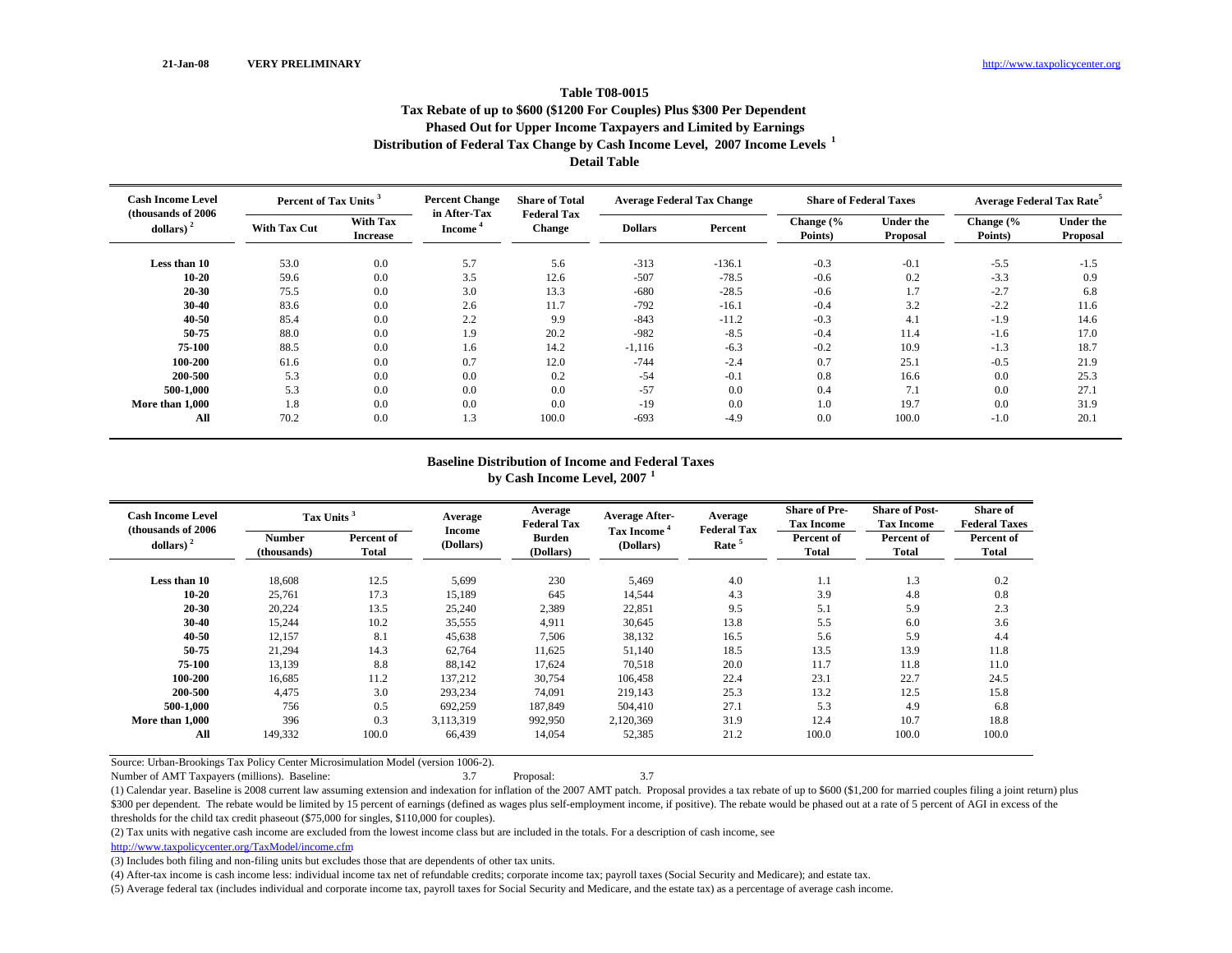21-Jan-08 **VERY PRELIMINARY** http://www.taxpolicycenter.org

### Table T08-0015
### Tax Rebate of up to $600 ($1200 For Couples) Plus $300 Per Dependent
### Phased Out for Upper Income Taxpayers and Limited by Earnings
### Distribution of Federal Tax Change by Cash Income Level, 2007 Income Levels [1]
### Detail Table

| Cash Income Level (thousands of 2006 dollars) [2] | Percent of Tax Units [3] | | Percent Change in After-Tax Income [4] | Share of Total Federal Tax Change | Average Federal Tax Change | | Share of Federal Taxes | | Average Federal Tax Rate [5] | |
|---|---|---|---|---|---|---|---|---|---|---|
| | With Tax Cut | With Tax Increase | | | Dollars | Percent | Change (% Points) | Under the Proposal | Change (% Points) | Under the Proposal |
| Less than 10 | 53.0 | 0.0 | 5.7 | 5.6 | -313 | -136.1 | -0.3 | -0.1 | -5.5 | -1.5 |
| 10-20 | 59.6 | 0.0 | 3.5 | 12.6 | -507 | -78.5 | -0.6 | 0.2 | -3.3 | 0.9 |
| 20-30 | 75.5 | 0.0 | 3.0 | 13.3 | -680 | -28.5 | -0.6 | 1.7 | -2.7 | 6.8 |
| 30-40 | 83.6 | 0.0 | 2.6 | 11.7 | -792 | -16.1 | -0.4 | 3.2 | -2.2 | 11.6 |
| 40-50 | 85.4 | 0.0 | 2.2 | 9.9 | -843 | -11.2 | -0.3 | 4.1 | -1.9 | 14.6 |
| 50-75 | 88.0 | 0.0 | 1.9 | 20.2 | -982 | -8.5 | -0.4 | 11.4 | -1.6 | 17.0 |
| 75-100 | 88.5 | 0.0 | 1.6 | 14.2 | -1,116 | -6.3 | -0.2 | 10.9 | -1.3 | 18.7 |
| 100-200 | 61.6 | 0.0 | 0.7 | 12.0 | -744 | -2.4 | 0.7 | 25.1 | -0.5 | 21.9 |
| 200-500 | 5.3 | 0.0 | 0.0 | 0.2 | -54 | -0.1 | 0.8 | 16.6 | 0.0 | 25.3 |
| 500-1,000 | 5.3 | 0.0 | 0.0 | 0.0 | -57 | 0.0 | 0.4 | 7.1 | 0.0 | 27.1 |
| More than 1,000 | 1.8 | 0.0 | 0.0 | 0.0 | -19 | 0.0 | 1.0 | 19.7 | 0.0 | 31.9 |
| All | 70.2 | 0.0 | 1.3 | 100.0 | -693 | -4.9 | 0.0 | 100.0 | -1.0 | 20.1 |

### Baseline Distribution of Income and Federal Taxes
### by Cash Income Level, 2007 [1]

| Cash Income Level (thousands of 2006 dollars) [2] | Tax Units [3] | | Average Income (Dollars) | Average Federal Tax Burden (Dollars) | Average After-Tax Income [4] (Dollars) | Average Federal Tax Rate [5] | Share of Pre-Tax Income | Share of Post-Tax Income | Share of Federal Taxes |
|---|---|---|---|---|---|---|---|---|---|
| | Number (thousands) | Percent of Total | | | | | Percent of Total | Percent of Total | Percent of Total |
| Less than 10 | 18,608 | 12.5 | 5,699 | 230 | 5,469 | 4.0 | 1.1 | 1.3 | 0.2 |
| 10-20 | 25,761 | 17.3 | 15,189 | 645 | 14,544 | 4.3 | 3.9 | 4.8 | 0.8 |
| 20-30 | 20,224 | 13.5 | 25,240 | 2,389 | 22,851 | 9.5 | 5.1 | 5.9 | 2.3 |
| 30-40 | 15,244 | 10.2 | 35,555 | 4,911 | 30,645 | 13.8 | 5.5 | 6.0 | 3.6 |
| 40-50 | 12,157 | 8.1 | 45,638 | 7,506 | 38,132 | 16.5 | 5.6 | 5.9 | 4.4 |
| 50-75 | 21,294 | 14.3 | 62,764 | 11,625 | 51,140 | 18.5 | 13.5 | 13.9 | 11.8 |
| 75-100 | 13,139 | 8.8 | 88,142 | 17,624 | 70,518 | 20.0 | 11.7 | 11.8 | 11.0 |
| 100-200 | 16,685 | 11.2 | 137,212 | 30,754 | 106,458 | 22.4 | 23.1 | 22.7 | 24.5 |
| 200-500 | 4,475 | 3.0 | 293,234 | 74,091 | 219,143 | 25.3 | 13.2 | 12.5 | 15.8 |
| 500-1,000 | 756 | 0.5 | 692,259 | 187,849 | 504,410 | 27.1 | 5.3 | 4.9 | 6.8 |
| More than 1,000 | 396 | 0.3 | 3,113,319 | 992,950 | 2,120,369 | 31.9 | 12.4 | 10.7 | 18.8 |
| All | 149,332 | 100.0 | 66,439 | 14,054 | 52,385 | 21.2 | 100.0 | 100.0 | 100.0 |

Source: Urban-Brookings Tax Policy Center Microsimulation Model (version 1006-2).

Number of AMT Taxpayers (millions). Baseline: 3.7 Proposal: 3.7

(1) Calendar year. Baseline is 2008 current law assuming extension and indexation for inflation of the 2007 AMT patch. Proposal provides a tax rebate of up to $600 ($1,200 for married couples filing a joint return) plus $300 per dependent. The rebate would be limited by 15 percent of earnings (defined as wages plus self-employment income, if positive). The rebate would be phased out at a rate of 5 percent of AGI in excess of the thresholds for the child tax credit phaseout ($75,000 for singles, $110,000 for couples).

(2) Tax units with negative cash income are excluded from the lowest income class but are included in the totals. For a description of cash income, see http://www.taxpolicycenter.org/TaxModel/income.cfm

(3) Includes both filing and non-filing units but excludes those that are dependents of other tax units.

(4) After-tax income is cash income less: individual income tax net of refundable credits; corporate income tax; payroll taxes (Social Security and Medicare); and estate tax.

(5) Average federal tax (includes individual and corporate income tax, payroll taxes for Social Security and Medicare, and the estate tax) as a percentage of average cash income.